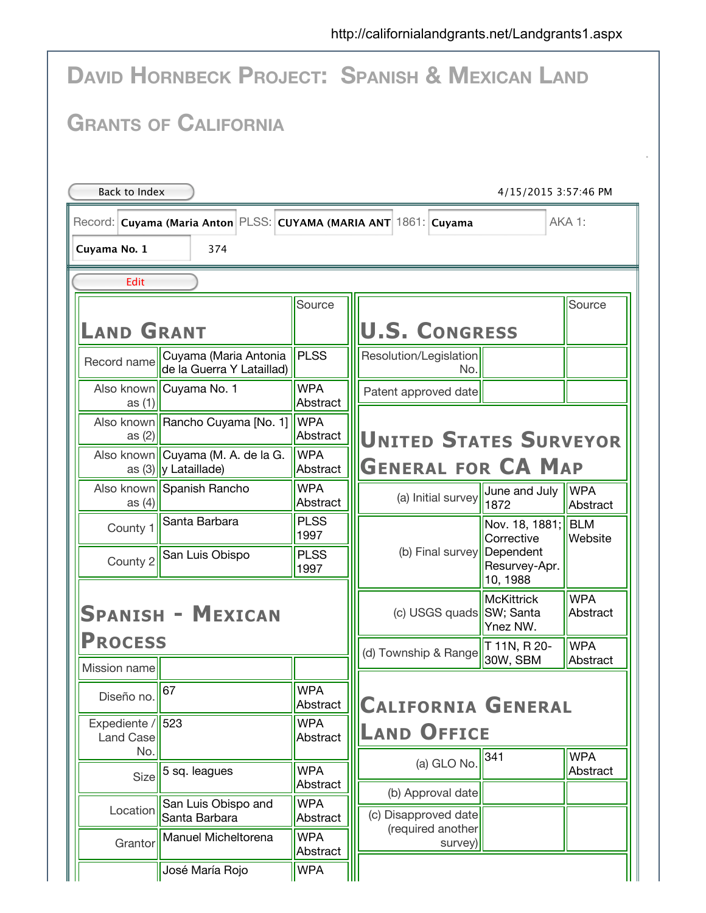http://californialandgrants.net/Landgrants1.aspx

# David Hornbeck Project: Spanish & Mexican Land Grants of California

Back to Index 4/15/2015 3:57:46 PM

Record: Cuyama (Maria Anton PLSS: CUYAMA (MARIA ANT 1861: Cuyama AKA 1: Cuyama No. 1 374

Edit

## Land Grant

| | | Source |
|---|---|---|
| Record name | Cuyama (Maria Antonia de la Guerra Y Lataillad) | PLSS |
| Also known as (1) | Cuyama No. 1 | WPA Abstract |
| Also known as (2) | Rancho Cuyama [No. 1] | WPA Abstract |
| Also known as (3) | Cuyama (M. A. de la G. y Lataillade) | WPA Abstract |
| Also known as (4) | Spanish Rancho | WPA Abstract |
| County 1 | Santa Barbara | PLSS 1997 |
| County 2 | San Luis Obispo | PLSS 1997 |

## Spanish - Mexican Process

| | | |
|---|---|---|
| Mission name | | |
| Diseño no. | 67 | WPA Abstract |
| Expediente / Land Case No. | 523 | WPA Abstract |
| Size | 5 sq. leagues | WPA Abstract |
| Location | San Luis Obispo and Santa Barbara | WPA Abstract |
| Grantor | Manuel Micheltorena | WPA Abstract |
| | José María Rojo | WPA |

## U.S. Congress

| | | Source |
|---|---|---|
| Resolution/Legislation No. | | |
| Patent approved date | | |

## United States Surveyor General for CA Map

| | | |
|---|---|---|
| (a) Initial survey | June and July 1872 | WPA Abstract |
| (b) Final survey | Nov. 18, 1881; Corrective Dependent Resurvey-Apr. 10, 1988 | BLM Website |
| (c) USGS quads | McKittrick SW; Santa Ynez NW. | WPA Abstract |
| (d) Township & Range | T 11N, R 20-30W, SBM | WPA Abstract |

## California General Land Office

| | | |
|---|---|---|
| (a) GLO No. | 341 | WPA Abstract |
| (b) Approval date | | |
| (c) Disapproved date (required another survey) | | |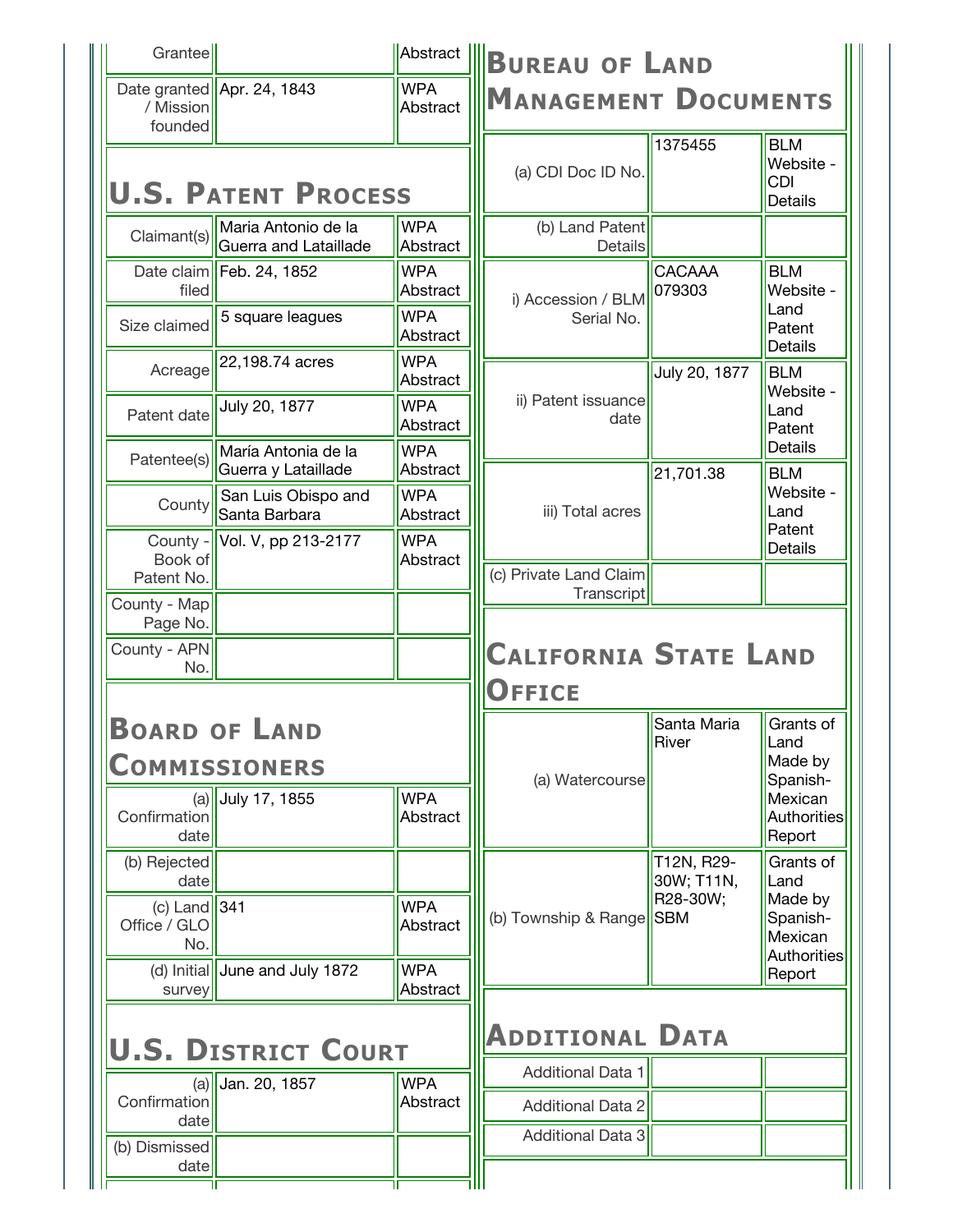| Grantee | | Abstract |
|---|---|---|
| Date granted / Mission founded | Apr. 24, 1843 | WPA Abstract |

## U.S. Patent Process

| | | |
|---|---|---|
| Claimant(s) | Maria Antonio de la Guerra and Lataillade | WPA Abstract |
| Date claim filed | Feb. 24, 1852 | WPA Abstract |
| Size claimed | 5 square leagues | WPA Abstract |
| Acreage | 22,198.74 acres | WPA Abstract |
| Patent date | July 20, 1877 | WPA Abstract |
| Patentee(s) | María Antonia de la Guerra y Lataillade | WPA Abstract |
| County | San Luis Obispo and Santa Barbara | WPA Abstract |
| County - Book of Patent No. | Vol. V, pp 213-2177 | WPA Abstract |
| County - Map Page No. | | |
| County - APN No. | | |

## Board of Land Commissioners

| | | |
|---|---|---|
| (a) Confirmation date | July 17, 1855 | WPA Abstract |
| (b) Rejected date | | |
| (c) Land Office / GLO No. | 341 | WPA Abstract |
| (d) Initial survey | June and July 1872 | WPA Abstract |

## U.S. District Court

| | | |
|---|---|---|
| (a) Confirmation date | Jan. 20, 1857 | WPA Abstract |
| (b) Dismissed date | | |

## Bureau of Land Management Documents

| | | |
|---|---|---|
| (a) CDI Doc ID No. | 1375455 | BLM Website - CDI Details |
| (b) Land Patent Details | | |
| i) Accession / BLM Serial No. | CACAAA 079303 | BLM Website - Land Patent Details |
| ii) Patent issuance date | July 20, 1877 | BLM Website - Land Patent Details |
| iii) Total acres | 21,701.38 | BLM Website - Land Patent Details |
| (c) Private Land Claim Transcript | | |

## California State Land Office

| | | |
|---|---|---|
| (a) Watercourse | Santa Maria River | Grants of Land Made by Spanish-Mexican Authorities Report |
| (b) Township & Range | T12N, R29-30W; T11N, R28-30W; SBM | Grants of Land Made by Spanish-Mexican Authorities Report |

## Additional Data

| | | |
|---|---|---|
| Additional Data 1 | | |
| Additional Data 2 | | |
| Additional Data 3 | | |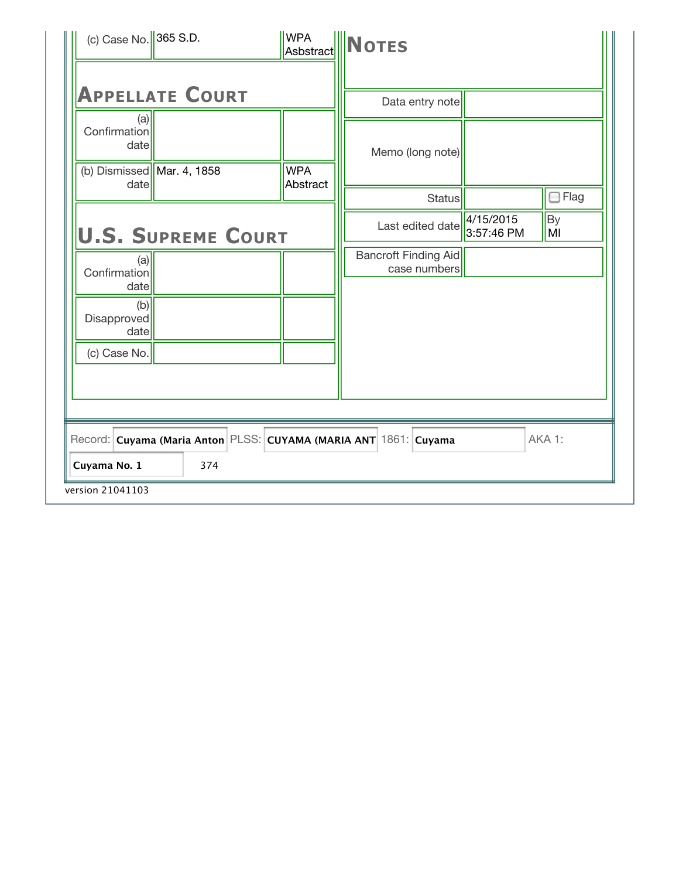| | | |
|---|---|---|
| (c) Case No. | 365 S.D. | WPA Asbstract |

## Appellate Court

| | | |
|---|---|---|
| (a) Confirmation date | | |
| (b) Dismissed date | Mar. 4, 1858 | WPA Abstract |

## U.S. Supreme Court

| | | |
|---|---|---|
| (a) Confirmation date | | |
| (b) Disapproved date | | |
| (c) Case No. | | |

## Notes

| | | |
|---|---|---|
| Data entry note | | |
| Memo (long note) | | |
| Status | | ☐ Flag |
| Last edited date | 4/15/2015 3:57:46 PM | By MI |
| Bancroft Finding Aid case numbers | | |

Record: **Cuyama (Maria Anton** PLSS: **CUYAMA (MARIA ANT** 1861: **Cuyama** AKA 1: **Cuyama No. 1** 374

version 21041103